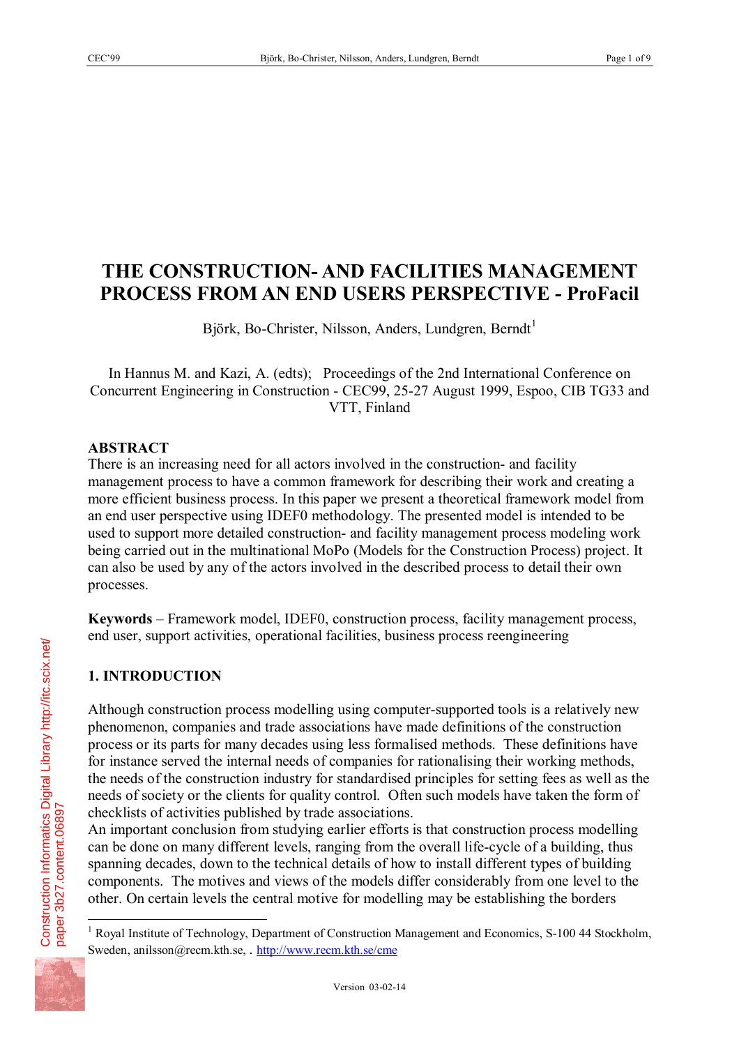# THE CONSTRUCTION- AND FACILITIES MANAGEMENT PROCESS FROM AN END USERS PERSPECTIVE - ProFacil

Björk, Bo-Christer, Nilsson, Anders, Lundgren, Berndt[1]

In Hannus M. and Kazi, A. (edts); Proceedings of the 2nd International Conference on Concurrent Engineering in Construction - CEC99, 25-27 August 1999, Espoo, CIB TG33 and VTT, Finland

## ABSTRACT

There is an increasing need for all actors involved in the construction- and facility management process to have a common framework for describing their work and creating a more efficient business process. In this paper we present a theoretical framework model from an end user perspective using IDEF0 methodology. The presented model is intended to be used to support more detailed construction- and facility management process modeling work being carried out in the multinational MoPo (Models for the Construction Process) project. It can also be used by any of the actors involved in the described process to detail their own processes.

**Keywords** – Framework model, IDEF0, construction process, facility management process, end user, support activities, operational facilities, business process reengineering

## 1. INTRODUCTION

Although construction process modelling using computer-supported tools is a relatively new phenomenon, companies and trade associations have made definitions of the construction process or its parts for many decades using less formalised methods. These definitions have for instance served the internal needs of companies for rationalising their working methods, the needs of the construction industry for standardised principles for setting fees as well as the needs of society or the clients for quality control. Often such models have taken the form of checklists of activities published by trade associations.

An important conclusion from studying earlier efforts is that construction process modelling can be done on many different levels, ranging from the overall life-cycle of a building, thus spanning decades, down to the technical details of how to install different types of building components. The motives and views of the models differ considerably from one level to the other. On certain levels the central motive for modelling may be establishing the borders

---

[1] Royal Institute of Technology, Department of Construction Management and Economics, S-100 44 Stockholm, Sweden, anilsson@recm.kth.se, . http://www.recm.kth.se/cme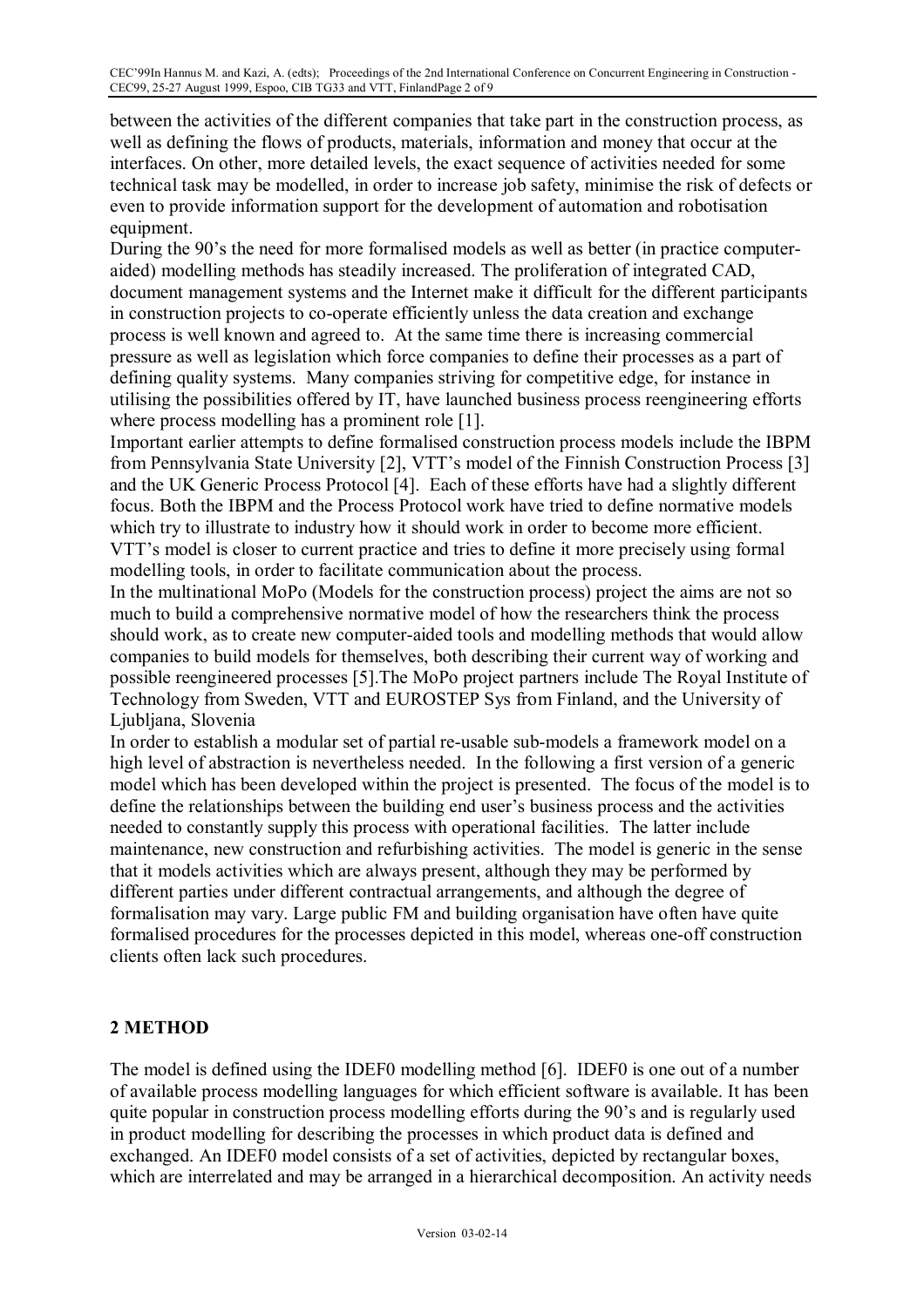between the activities of the different companies that take part in the construction process, as well as defining the flows of products, materials, information and money that occur at the interfaces. On other, more detailed levels, the exact sequence of activities needed for some technical task may be modelled, in order to increase job safety, minimise the risk of defects or even to provide information support for the development of automation and robotisation equipment.

During the 90's the need for more formalised models as well as better (in practice computer-aided) modelling methods has steadily increased. The proliferation of integrated CAD, document management systems and the Internet make it difficult for the different participants in construction projects to co-operate efficiently unless the data creation and exchange process is well known and agreed to. At the same time there is increasing commercial pressure as well as legislation which force companies to define their processes as a part of defining quality systems. Many companies striving for competitive edge, for instance in utilising the possibilities offered by IT, have launched business process reengineering efforts where process modelling has a prominent role [1].

Important earlier attempts to define formalised construction process models include the IBPM from Pennsylvania State University [2], VTT's model of the Finnish Construction Process [3] and the UK Generic Process Protocol [4]. Each of these efforts have had a slightly different focus. Both the IBPM and the Process Protocol work have tried to define normative models which try to illustrate to industry how it should work in order to become more efficient. VTT's model is closer to current practice and tries to define it more precisely using formal modelling tools, in order to facilitate communication about the process.

In the multinational MoPo (Models for the construction process) project the aims are not so much to build a comprehensive normative model of how the researchers think the process should work, as to create new computer-aided tools and modelling methods that would allow companies to build models for themselves, both describing their current way of working and possible reengineered processes [5].The MoPo project partners include The Royal Institute of Technology from Sweden, VTT and EUROSTEP Sys from Finland, and the University of Ljubljana, Slovenia

In order to establish a modular set of partial re-usable sub-models a framework model on a high level of abstraction is nevertheless needed. In the following a first version of a generic model which has been developed within the project is presented. The focus of the model is to define the relationships between the building end user's business process and the activities needed to constantly supply this process with operational facilities. The latter include maintenance, new construction and refurbishing activities. The model is generic in the sense that it models activities which are always present, although they may be performed by different parties under different contractual arrangements, and although the degree of formalisation may vary. Large public FM and building organisation have often have quite formalised procedures for the processes depicted in this model, whereas one-off construction clients often lack such procedures.

## 2 METHOD

The model is defined using the IDEF0 modelling method [6]. IDEF0 is one out of a number of available process modelling languages for which efficient software is available. It has been quite popular in construction process modelling efforts during the 90's and is regularly used in product modelling for describing the processes in which product data is defined and exchanged. An IDEF0 model consists of a set of activities, depicted by rectangular boxes, which are interrelated and may be arranged in a hierarchical decomposition. An activity needs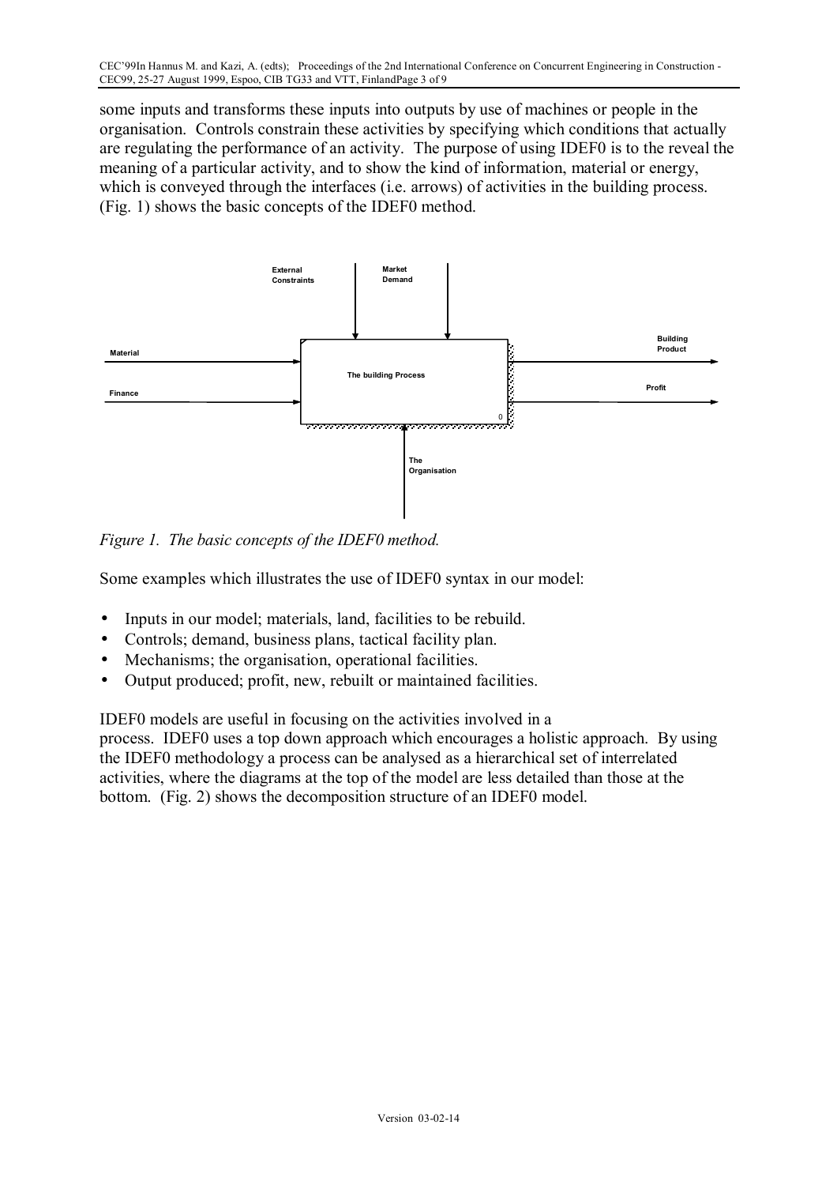some inputs and transforms these inputs into outputs by use of machines or people in the organisation. Controls constrain these activities by specifying which conditions that actually are regulating the performance of an activity. The purpose of using IDEF0 is to the reveal the meaning of a particular activity, and to show the kind of information, material or energy, which is conveyed through the interfaces (i.e. arrows) of activities in the building process. (Fig. 1) shows the basic concepts of the IDEF0 method.

External Constraints

Market Demand

Material

Finance

The building Process

0

Building Product

Profit

The Organisation

*Figure 1. The basic concepts of the IDEF0 method.*

Some examples which illustrates the use of IDEF0 syntax in our model:

- Inputs in our model; materials, land, facilities to be rebuild.
- Controls; demand, business plans, tactical facility plan.
- Mechanisms; the organisation, operational facilities.
- Output produced; profit, new, rebuilt or maintained facilities.

IDEF0 models are useful in focusing on the activities involved in a process. IDEF0 uses a top down approach which encourages a holistic approach. By using the IDEF0 methodology a process can be analysed as a hierarchical set of interrelated activities, where the diagrams at the top of the model are less detailed than those at the bottom. (Fig. 2) shows the decomposition structure of an IDEF0 model.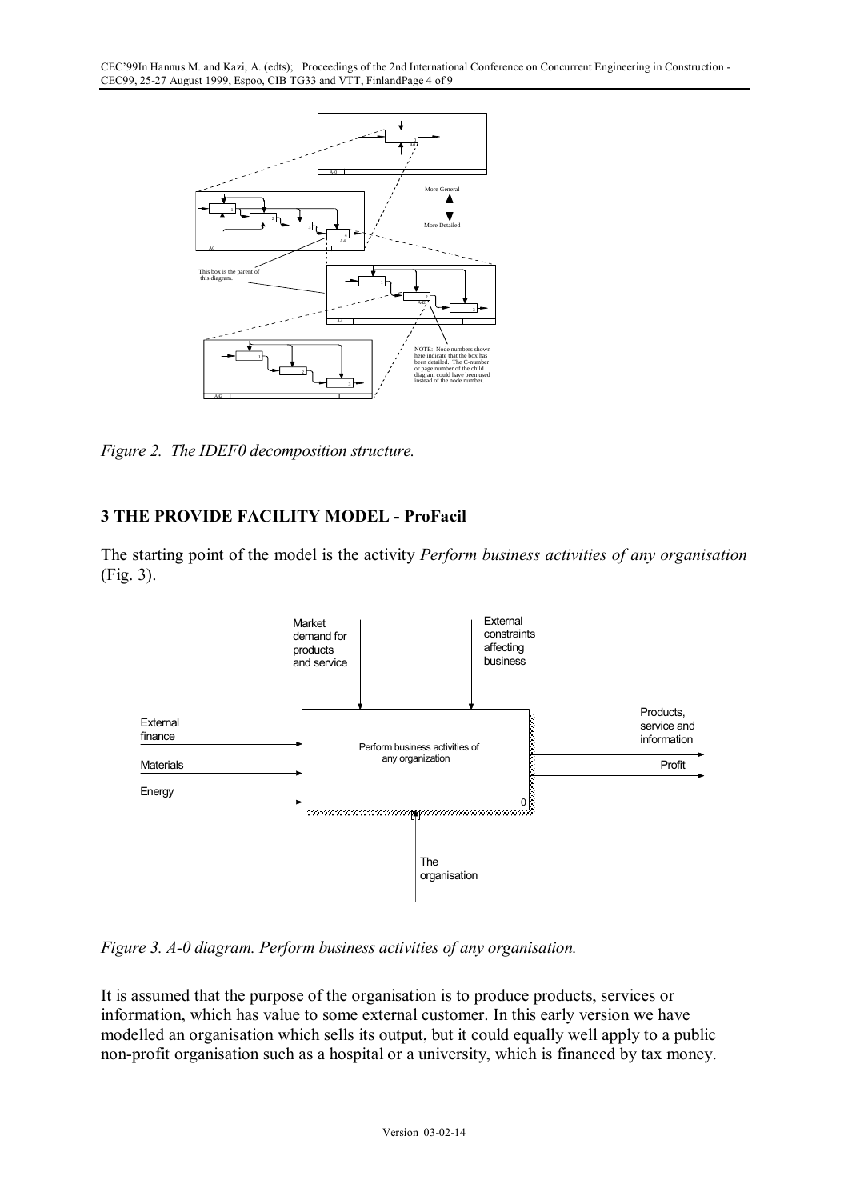*Figure 2. The IDEF0 decomposition structure.*

## 3 THE PROVIDE FACILITY MODEL - ProFacil

The starting point of the model is the activity *Perform business activities of any organisation* (Fig. 3).

*Figure 3. A-0 diagram. Perform business activities of any organisation.*

It is assumed that the purpose of the organisation is to produce products, services or information, which has value to some external customer. In this early version we have modelled an organisation which sells its output, but it could equally well apply to a public non-profit organisation such as a hospital or a university, which is financed by tax money.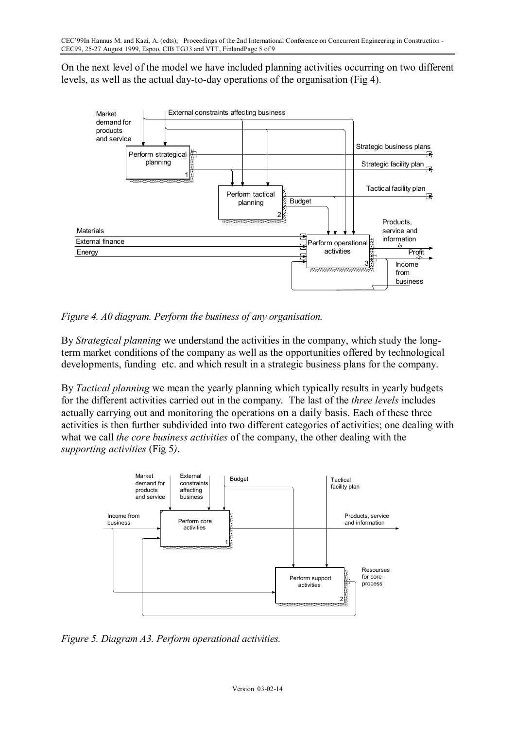On the next level of the model we have included planning activities occurring on two different levels, as well as the actual day-to-day operations of the organisation (Fig 4).

*Figure 4. A0 diagram. Perform the business of any organisation.*

By *Strategical planning* we understand the activities in the company, which study the long-term market conditions of the company as well as the opportunities offered by technological developments, funding etc. and which result in a strategic business plans for the company.

By *Tactical planning* we mean the yearly planning which typically results in yearly budgets for the different activities carried out in the company. The last of the *three levels* includes actually carrying out and monitoring the operations on a daily basis. Each of these three activities is then further subdivided into two different categories of activities; one dealing with what we call *the core business activities* of the company, the other dealing with the *supporting activities* (Fig 5*)*.

*Figure 5. Diagram A3. Perform operational activities.*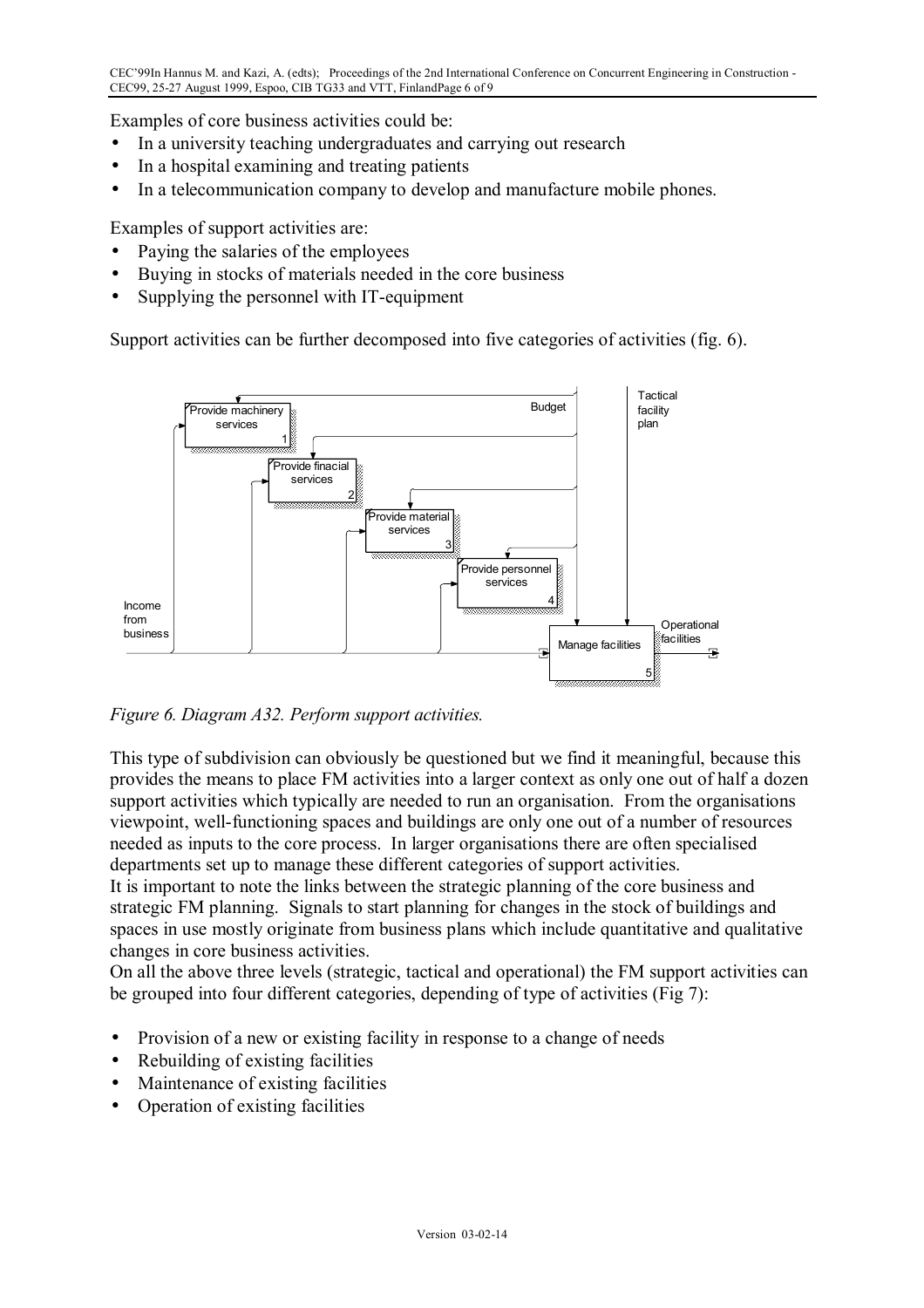Examples of core business activities could be:

- In a university teaching undergraduates and carrying out research
- In a hospital examining and treating patients
- In a telecommunication company to develop and manufacture mobile phones.

Examples of support activities are:

- Paying the salaries of the employees
- Buying in stocks of materials needed in the core business
- Supplying the personnel with IT-equipment

Support activities can be further decomposed into five categories of activities (fig. 6).

*Figure 6. Diagram A32. Perform support activities.*

This type of subdivision can obviously be questioned but we find it meaningful, because this provides the means to place FM activities into a larger context as only one out of half a dozen support activities which typically are needed to run an organisation. From the organisations viewpoint, well-functioning spaces and buildings are only one out of a number of resources needed as inputs to the core process. In larger organisations there are often specialised departments set up to manage these different categories of support activities.

It is important to note the links between the strategic planning of the core business and strategic FM planning. Signals to start planning for changes in the stock of buildings and spaces in use mostly originate from business plans which include quantitative and qualitative changes in core business activities.

On all the above three levels (strategic, tactical and operational) the FM support activities can be grouped into four different categories, depending of type of activities (Fig 7):

- Provision of a new or existing facility in response to a change of needs
- Rebuilding of existing facilities
- Maintenance of existing facilities
- Operation of existing facilities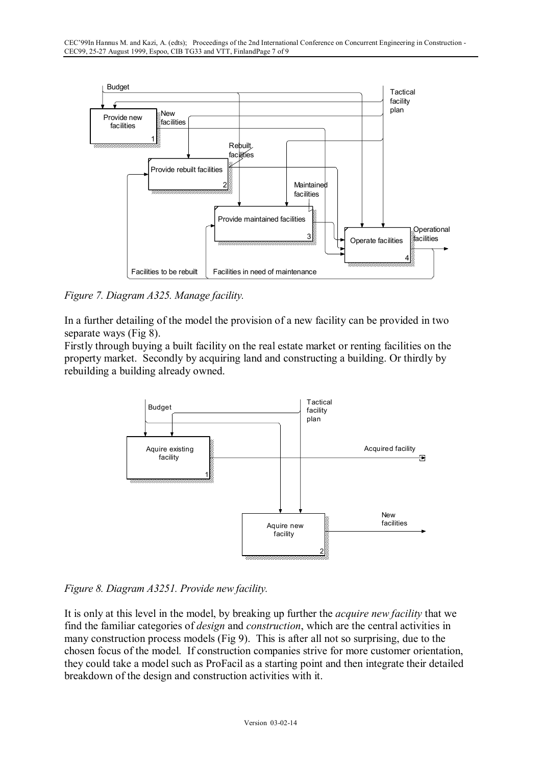*Figure 7. Diagram A325. Manage facility.*

In a further detailing of the model the provision of a new facility can be provided in two separate ways (Fig 8).

Firstly through buying a built facility on the real estate market or renting facilities on the property market. Secondly by acquiring land and constructing a building. Or thirdly by rebuilding a building already owned.

*Figure 8. Diagram A3251. Provide new facility.*

It is only at this level in the model, by breaking up further the *acquire new facility* that we find the familiar categories of *design* and *construction*, which are the central activities in many construction process models (Fig 9). This is after all not so surprising, due to the chosen focus of the model. If construction companies strive for more customer orientation, they could take a model such as ProFacil as a starting point and then integrate their detailed breakdown of the design and construction activities with it.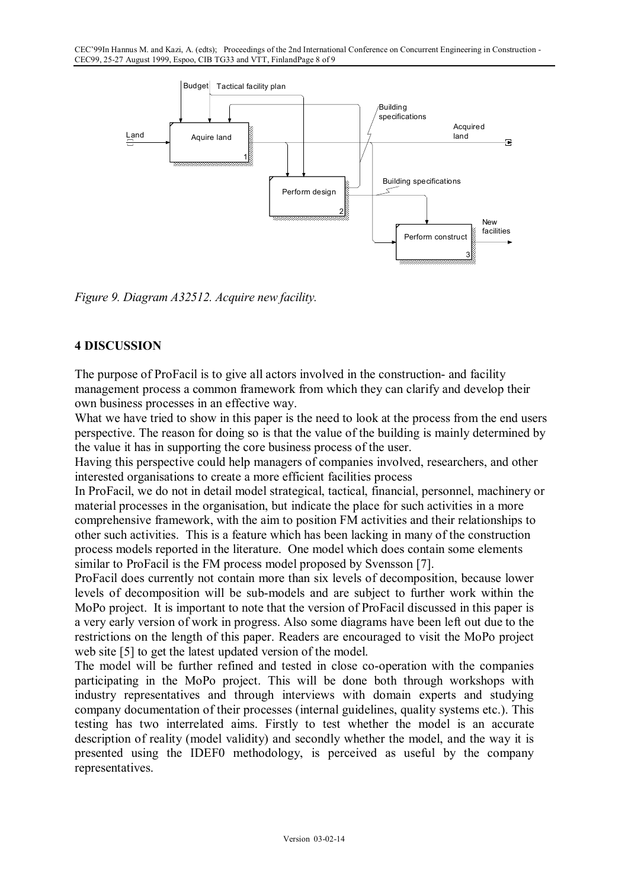Figure 9. Diagram A32512. Acquire new facility.

## 4 DISCUSSION

The purpose of ProFacil is to give all actors involved in the construction- and facility management process a common framework from which they can clarify and develop their own business processes in an effective way.

What we have tried to show in this paper is the need to look at the process from the end users perspective. The reason for doing so is that the value of the building is mainly determined by the value it has in supporting the core business process of the user.

Having this perspective could help managers of companies involved, researchers, and other interested organisations to create a more efficient facilities process

In ProFacil, we do not in detail model strategical, tactical, financial, personnel, machinery or material processes in the organisation, but indicate the place for such activities in a more comprehensive framework, with the aim to position FM activities and their relationships to other such activities. This is a feature which has been lacking in many of the construction process models reported in the literature. One model which does contain some elements similar to ProFacil is the FM process model proposed by Svensson [7].

ProFacil does currently not contain more than six levels of decomposition, because lower levels of decomposition will be sub-models and are subject to further work within the MoPo project. It is important to note that the version of ProFacil discussed in this paper is a very early version of work in progress. Also some diagrams have been left out due to the restrictions on the length of this paper. Readers are encouraged to visit the MoPo project web site [5] to get the latest updated version of the model.

The model will be further refined and tested in close co-operation with the companies participating in the MoPo project. This will be done both through workshops with industry representatives and through interviews with domain experts and studying company documentation of their processes (internal guidelines, quality systems etc.). This testing has two interrelated aims. Firstly to test whether the model is an accurate description of reality (model validity) and secondly whether the model, and the way it is presented using the IDEF0 methodology, is perceived as useful by the company representatives.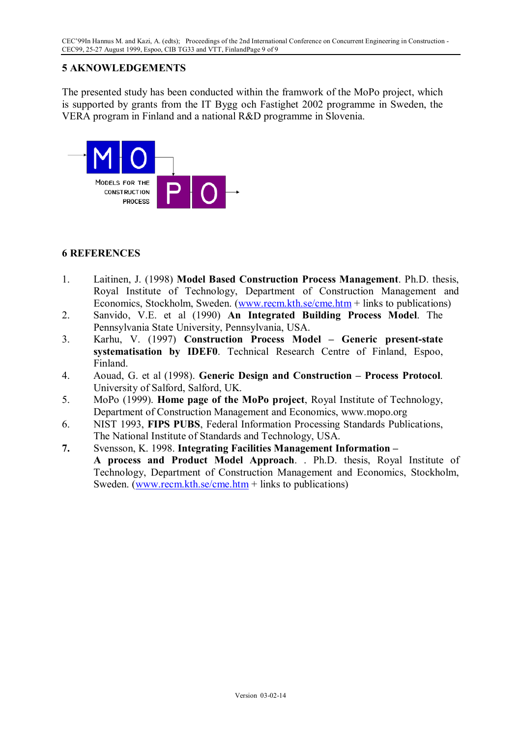## 5 AKNOWLEDGEMENTS

The presented study has been conducted within the framwork of the MoPo project, which is supported by grants from the IT Bygg och Fastighet 2002 programme in Sweden, the VERA program in Finland and a national R&D programme in Slovenia.

MO
MODELS FOR THE CONSTRUCTION PROCESS
PO

## 6 REFERENCES

1. Laitinen, J. (1998) **Model Based Construction Process Management**. Ph.D. thesis, Royal Institute of Technology, Department of Construction Management and Economics, Stockholm, Sweden. (www.recm.kth.se/cme.htm + links to publications)
2. Sanvido, V.E. et al (1990) **An Integrated Building Process Model**. The Pennsylvania State University, Pennsylvania, USA.
3. Karhu, V. (1997) **Construction Process Model – Generic present-state systematisation by IDEF0**. Technical Research Centre of Finland, Espoo, Finland.
4. Aouad, G. et al (1998). **Generic Design and Construction – Process Protocol**. University of Salford, Salford, UK.
5. MoPo (1999). **Home page of the MoPo project**, Royal Institute of Technology, Department of Construction Management and Economics, www.mopo.org
6. NIST 1993, **FIPS PUBS**, Federal Information Processing Standards Publications, The National Institute of Standards and Technology, USA.
7. Svensson, K. 1998. **Integrating Facilities Management Information – A process and Product Model Approach**. . Ph.D. thesis, Royal Institute of Technology, Department of Construction Management and Economics, Stockholm, Sweden. (www.recm.kth.se/cme.htm + links to publications)

Version 03-02-14